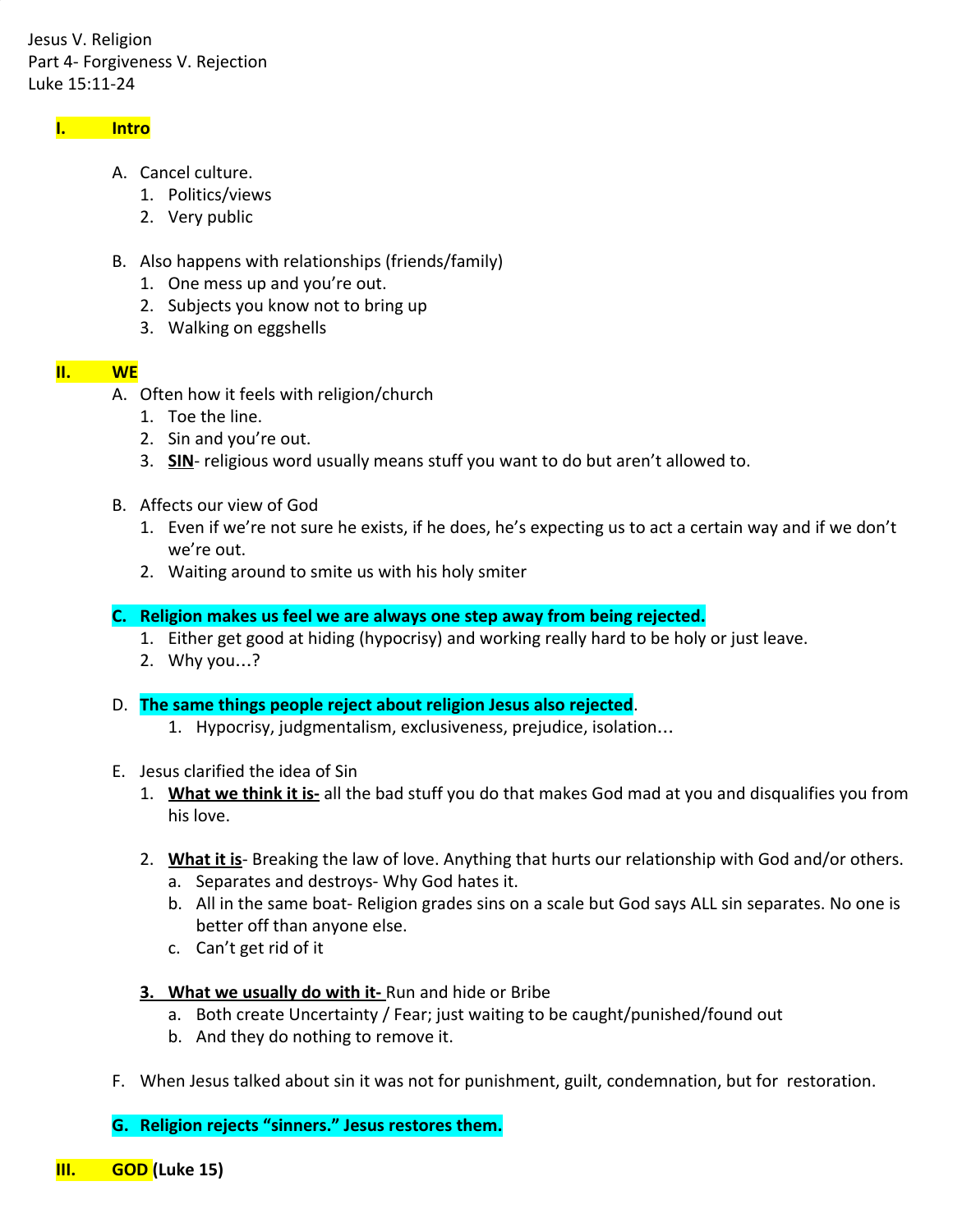Jesus V. Religion
Part 4- Forgiveness V. Rejection
Luke 15:11-24

## I. Intro

A. Cancel culture.
   1. Politics/views
   2. Very public

B. Also happens with relationships (friends/family)
   1. One mess up and you're out.
   2. Subjects you know not to bring up
   3. Walking on eggshells

## II. WE

A. Often how it feels with religion/church
   1. Toe the line.
   2. Sin and you're out.
   3. **SIN**- religious word usually means stuff you want to do but aren't allowed to.

B. Affects our view of God
   1. Even if we're not sure he exists, if he does, he's expecting us to act a certain way and if we don't we're out.
   2. Waiting around to smite us with his holy smiter

**C. Religion makes us feel we are always one step away from being rejected.**
   1. Either get good at hiding (hypocrisy) and working really hard to be holy or just leave.
   2. Why you…?

D. **The same things people reject about religion Jesus also rejected**.
   1. Hypocrisy, judgmentalism, exclusiveness, prejudice, isolation…

E. Jesus clarified the idea of Sin
   1. **What we think it is-** all the bad stuff you do that makes God mad at you and disqualifies you from his love.

   2. **What it is**- Breaking the law of love. Anything that hurts our relationship with God and/or others.
      a. Separates and destroys- Why God hates it.
      b. All in the same boat- Religion grades sins on a scale but God says ALL sin separates. No one is better off than anyone else.
      c. Can't get rid of it

   3. **What we usually do with it-** Run and hide or Bribe
      a. Both create Uncertainty / Fear; just waiting to be caught/punished/found out
      b. And they do nothing to remove it.

F. When Jesus talked about sin it was not for punishment, guilt, condemnation, but for restoration.

**G. Religion rejects "sinners." Jesus restores them.**

## III. GOD (Luke 15)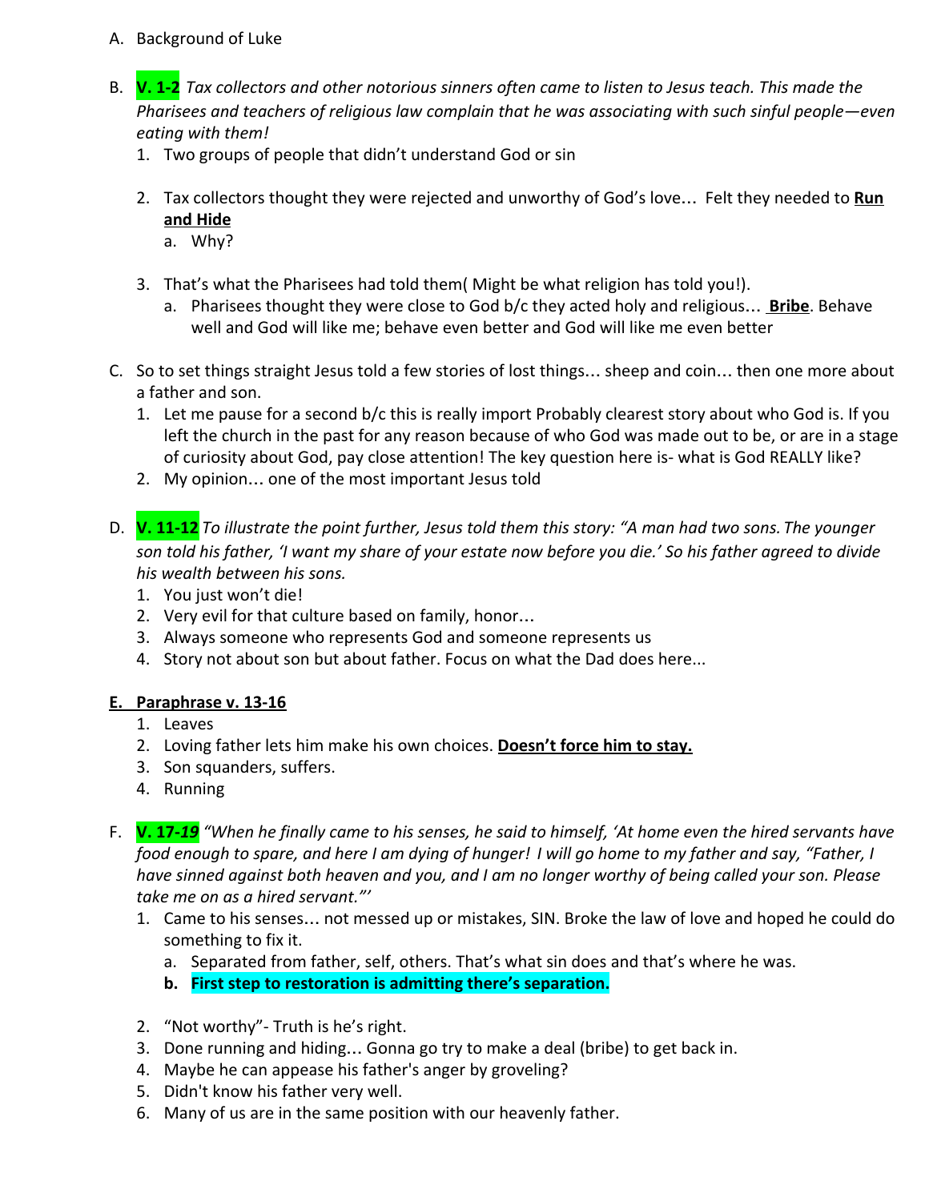A. Background of Luke

B. **V. 1-2** *Tax collectors and other notorious sinners often came to listen to Jesus teach. This made the Pharisees and teachers of religious law complain that he was associating with such sinful people—even eating with them!*

   1. Two groups of people that didn't understand God or sin

   2. Tax collectors thought they were rejected and unworthy of God's love… Felt they needed to **<u>Run and Hide</u>**
      a. Why?

   3. That's what the Pharisees had told them( Might be what religion has told you!).
      a. Pharisees thought they were close to God b/c they acted holy and religious… **<u>Bribe</u>**. Behave well and God will like me; behave even better and God will like me even better

C. So to set things straight Jesus told a few stories of lost things… sheep and coin… then one more about a father and son.

   1. Let me pause for a second b/c this is really import Probably clearest story about who God is. If you left the church in the past for any reason because of who God was made out to be, or are in a stage of curiosity about God, pay close attention! The key question here is- what is God REALLY like?
   2. My opinion… one of the most important Jesus told

D. **V. 11-12** *To illustrate the point further, Jesus told them this story: "A man had two sons. The younger son told his father, 'I want my share of your estate now before you die.' So his father agreed to divide his wealth between his sons.*

   1. You just won't die!
   2. Very evil for that culture based on family, honor…
   3. Always someone who represents God and someone represents us
   4. Story not about son but about father. Focus on what the Dad does here...

**<u>E. Paraphrase v. 13-16</u>**

   1. Leaves
   2. Loving father lets him make his own choices. **<u>Doesn't force him to stay.</u>**
   3. Son squanders, suffers.
   4. Running

F. **V. 17-*19*** *"When he finally came to his senses, he said to himself, 'At home even the hired servants have food enough to spare, and here I am dying of hunger! I will go home to my father and say, "Father, I have sinned against both heaven and you, and I am no longer worthy of being called your son. Please take me on as a hired servant."'*

   1. Came to his senses… not messed up or mistakes, SIN. Broke the law of love and hoped he could do something to fix it.
      a. Separated from father, self, others. That's what sin does and that's where he was.
      b. **First step to restoration is admitting there's separation.**

   2. "Not worthy"- Truth is he's right.
   3. Done running and hiding… Gonna go try to make a deal (bribe) to get back in.
   4. Maybe he can appease his father's anger by groveling?
   5. Didn't know his father very well.
   6. Many of us are in the same position with our heavenly father.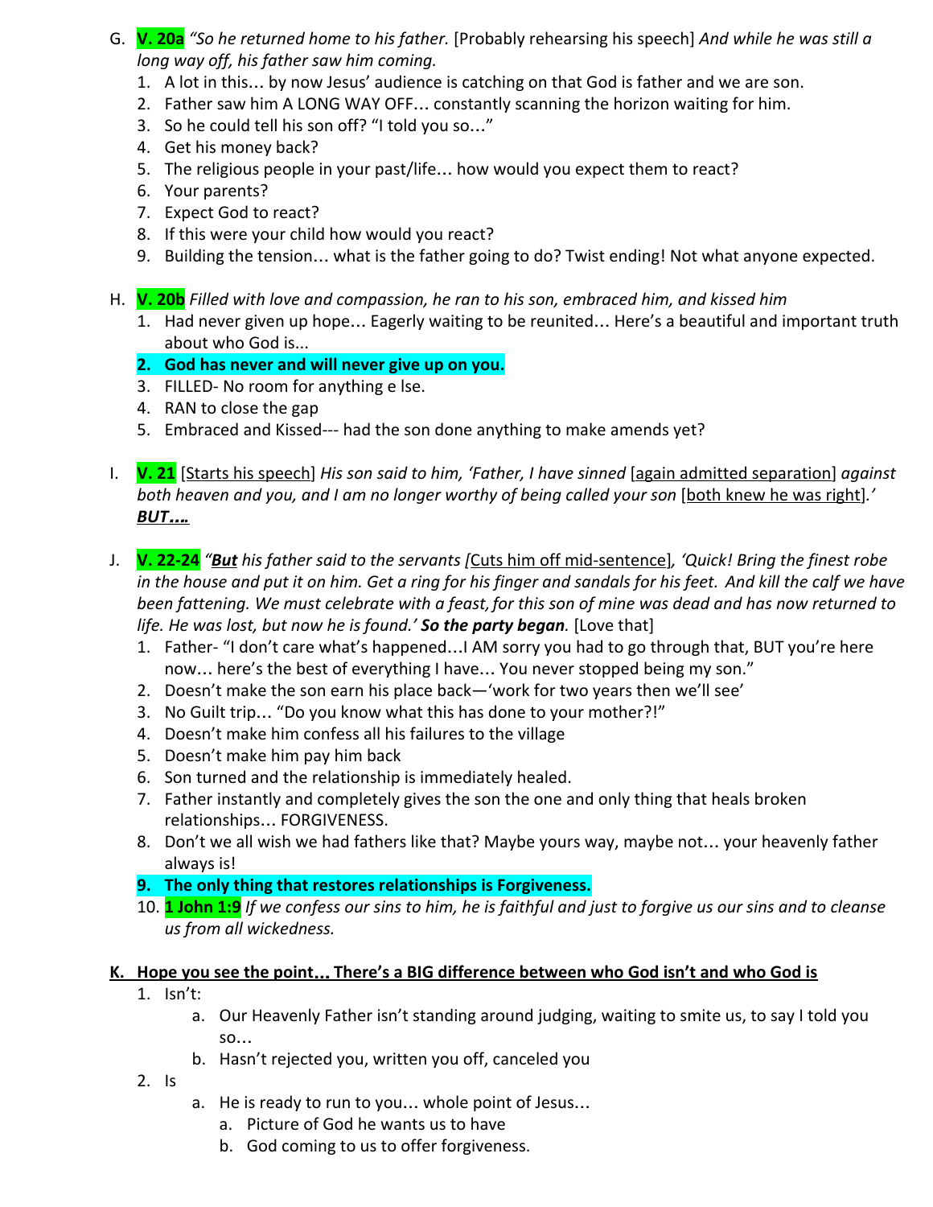G. **V. 20a** *"So he returned home to his father.* [Probably rehearsing his speech] *And while he was still a long way off, his father saw him coming.*

1. A lot in this… by now Jesus' audience is catching on that God is father and we are son.
2. Father saw him A LONG WAY OFF… constantly scanning the horizon waiting for him.
3. So he could tell his son off? "I told you so…"
4. Get his money back?
5. The religious people in your past/life… how would you expect them to react?
6. Your parents?
7. Expect God to react?
8. If this were your child how would you react?
9. Building the tension… what is the father going to do? Twist ending! Not what anyone expected.

H. **V. 20b** *Filled with love and compassion, he ran to his son, embraced him, and kissed him*

1. Had never given up hope… Eagerly waiting to be reunited… Here's a beautiful and important truth about who God is...
2. **God has never and will never give up on you.**
3. FILLED- No room for anything e lse.
4. RAN to close the gap
5. Embraced and Kissed--- had the son done anything to make amends yet?

I. **V. 21** [Starts his speech] *His son said to him, 'Father, I have sinned* [again admitted separation] *against both heaven and you, and I am no longer worthy of being called your son* [both knew he was right]*.'* ***BUT….***

J. **V. 22-24** *"**But** his father said to the servants* [Cuts him off mid-sentence]*, 'Quick! Bring the finest robe in the house and put it on him. Get a ring for his finger and sandals for his feet. And kill the calf we have been fattening. We must celebrate with a feast, for this son of mine was dead and has now returned to life. He was lost, but now he is found.'* ***So the party began.*** [Love that]

1. Father- "I don't care what's happened…I AM sorry you had to go through that, BUT you're here now… here's the best of everything I have… You never stopped being my son."
2. Doesn't make the son earn his place back—'work for two years then we'll see'
3. No Guilt trip… "Do you know what this has done to your mother?!"
4. Doesn't make him confess all his failures to the village
5. Doesn't make him pay him back
6. Son turned and the relationship is immediately healed.
7. Father instantly and completely gives the son the one and only thing that heals broken relationships… FORGIVENESS.
8. Don't we all wish we had fathers like that? Maybe yours way, maybe not… your heavenly father always is!
9. **The only thing that restores relationships is Forgiveness.**
10. **1 John 1:9** *If we confess our sins to him, he is faithful and just to forgive us our sins and to cleanse us from all wickedness.*

**K. Hope you see the point… There's a BIG difference between who God isn't and who God is**

1. Isn't:
   a. Our Heavenly Father isn't standing around judging, waiting to smite us, to say I told you so…
   b. Hasn't rejected you, written you off, canceled you
2. Is
   a. He is ready to run to you… whole point of Jesus…
      a. Picture of God he wants us to have
      b. God coming to us to offer forgiveness.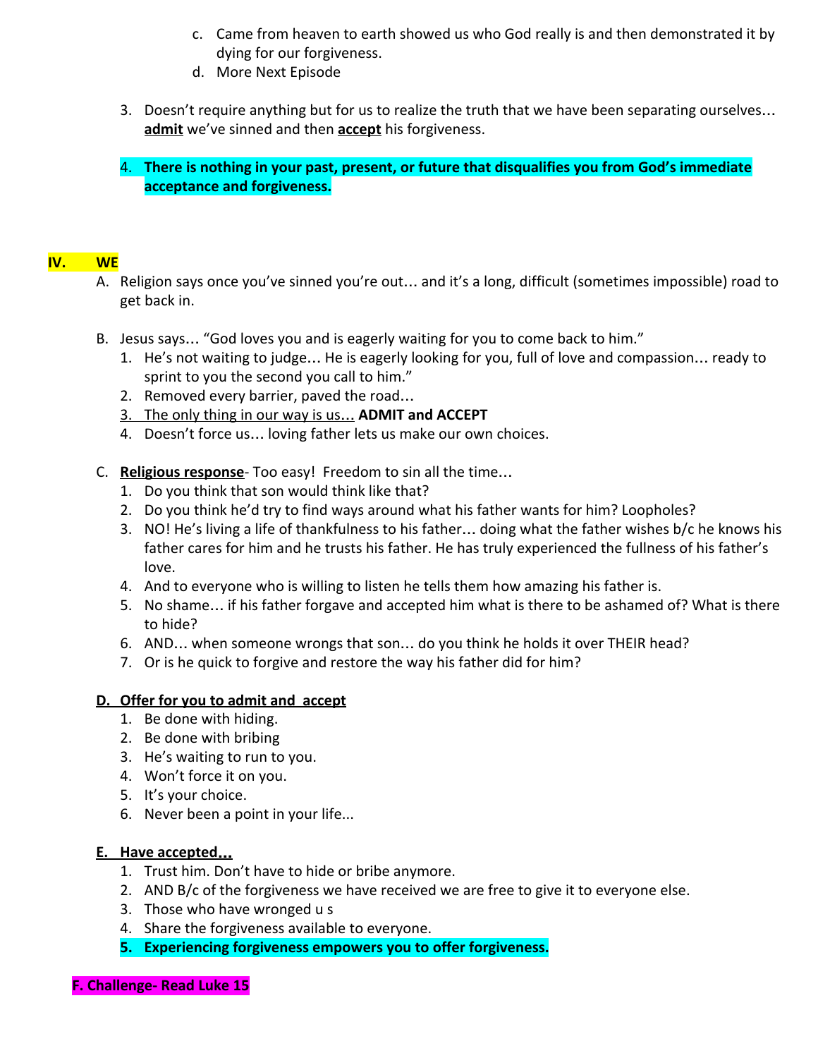c. Came from heaven to earth showed us who God really is and then demonstrated it by dying for our forgiveness.
   d. More Next Episode

3. Doesn't require anything but for us to realize the truth that we have been separating ourselves… **admit** we've sinned and then **accept** his forgiveness.

4. **There is nothing in your past, present, or future that disqualifies you from God's immediate acceptance and forgiveness.**

## IV. WE

A. Religion says once you've sinned you're out… and it's a long, difficult (sometimes impossible) road to get back in.

B. Jesus says… "God loves you and is eagerly waiting for you to come back to him."
   1. He's not waiting to judge… He is eagerly looking for you, full of love and compassion… ready to sprint to you the second you call to him."
   2. Removed every barrier, paved the road…
   3. The only thing in our way is us… **ADMIT and ACCEPT**
   4. Doesn't force us… loving father lets us make our own choices.

C. **Religious response**- Too easy! Freedom to sin all the time…
   1. Do you think that son would think like that?
   2. Do you think he'd try to find ways around what his father wants for him? Loopholes?
   3. NO! He's living a life of thankfulness to his father… doing what the father wishes b/c he knows his father cares for him and he trusts his father. He has truly experienced the fullness of his father's love.
   4. And to everyone who is willing to listen he tells them how amazing his father is.
   5. No shame… if his father forgave and accepted him what is there to be ashamed of? What is there to hide?
   6. AND… when someone wrongs that son… do you think he holds it over THEIR head?
   7. Or is he quick to forgive and restore the way his father did for him?

**D. Offer for you to admit and accept**
   1. Be done with hiding.
   2. Be done with bribing
   3. He's waiting to run to you.
   4. Won't force it on you.
   5. It's your choice.
   6. Never been a point in your life...

**E. Have accepted…**
   1. Trust him. Don't have to hide or bribe anymore.
   2. AND B/c of the forgiveness we have received we are free to give it to everyone else.
   3. Those who have wronged u s
   4. Share the forgiveness available to everyone.
   5. **Experiencing forgiveness empowers you to offer forgiveness.**

**F. Challenge- Read Luke 15**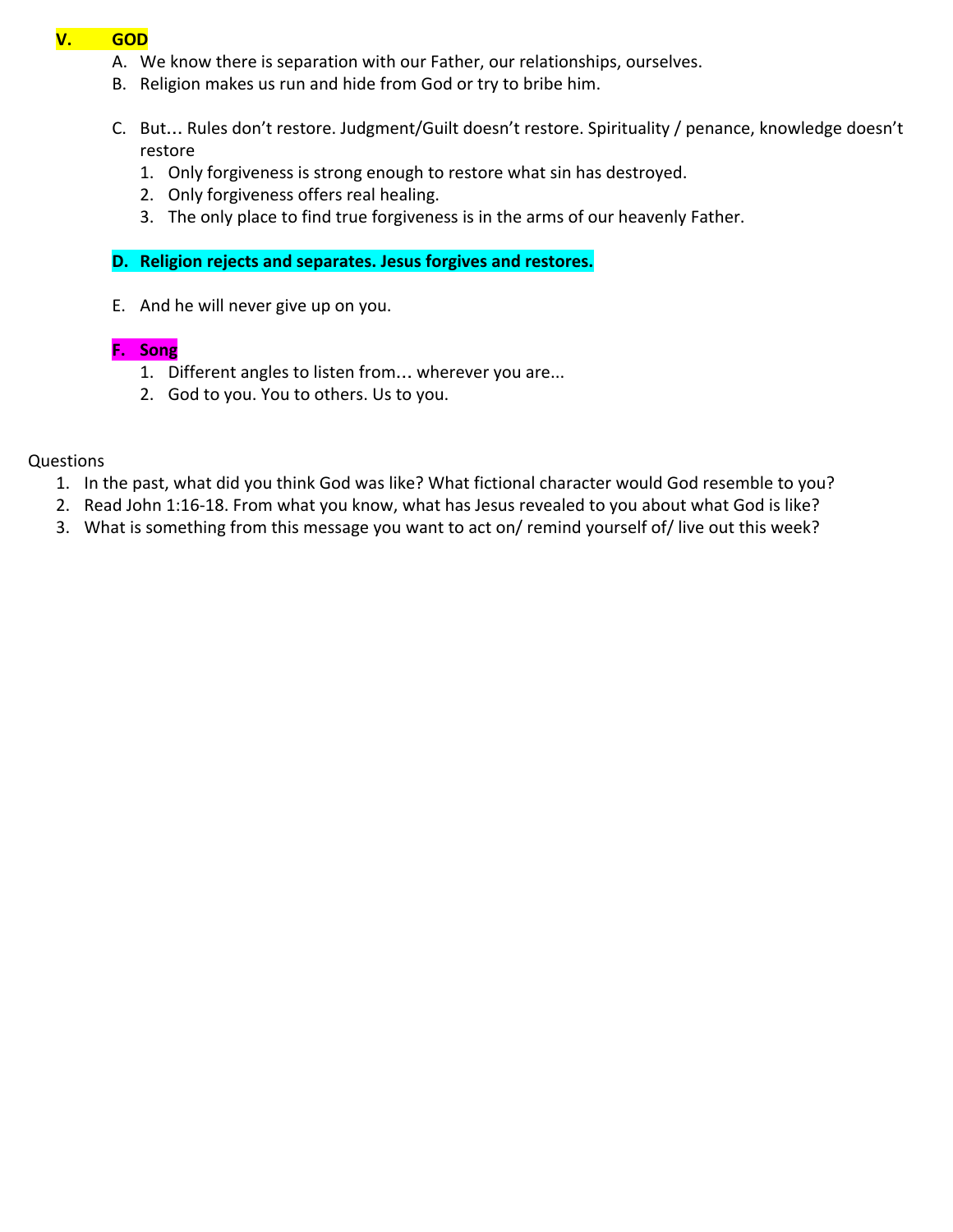## V. GOD

A. We know there is separation with our Father, our relationships, ourselves.

B. Religion makes us run and hide from God or try to bribe him.

C. But… Rules don't restore. Judgment/Guilt doesn't restore. Spirituality / penance, knowledge doesn't restore

1. Only forgiveness is strong enough to restore what sin has destroyed.
2. Only forgiveness offers real healing.
3. The only place to find true forgiveness is in the arms of our heavenly Father.

**D. Religion rejects and separates. Jesus forgives and restores.**

E. And he will never give up on you.

**F. Song**

1. Different angles to listen from… wherever you are...
2. God to you. You to others. Us to you.

Questions

1. In the past, what did you think God was like? What fictional character would God resemble to you?
2. Read John 1:16-18. From what you know, what has Jesus revealed to you about what God is like?
3. What is something from this message you want to act on/ remind yourself of/ live out this week?